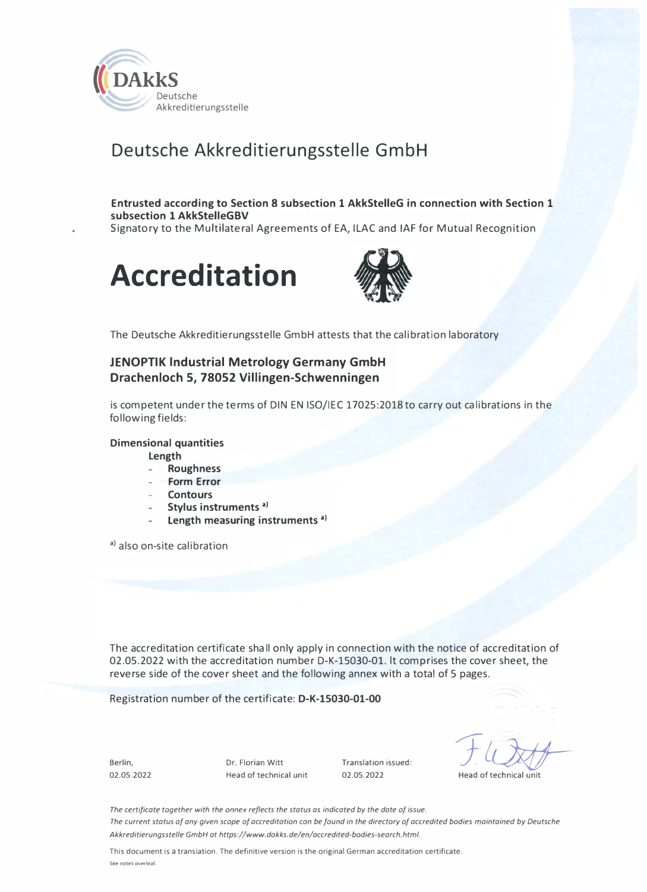DAkkS Deutsche Akkreditierungsstelle

# Deutsche Akkreditierungsstelle GmbH

**Entrusted according to Section 8 subsection 1 AkkStelleG in connection with Section 1 subsection 1 AkkStelleGBV**
Signatory to the Multilateral Agreements of EA, ILAC and IAF for Mutual Recognition

# Accreditation

The Deutsche Akkreditierungsstelle GmbH attests that the calibration laboratory

**JENOPTIK Industrial Metrology Germany GmbH**
**Drachenloch 5, 78052 Villingen-Schwenningen**

is competent under the terms of DIN EN ISO/IEC 17025:2018 to carry out calibrations in the following fields:

**Dimensional quantities**

**Length**

- **Roughness**
- **Form Error**
- **Contours**
- **Stylus instruments** [a)]
- **Length measuring instruments** [a)]

[a)] also on-site calibration

The accreditation certificate shall only apply in connection with the notice of accreditation of 02.05.2022 with the accreditation number D-K-15030-01. It comprises the cover sheet, the reverse side of the cover sheet and the following annex with a total of 5 pages.

Registration number of the certificate: **D-K-15030-01-00**

| Berlin, | Dr. Florian Witt | Translation issued: | |
|---|---|---|---|
| 02.05.2022 | Head of technical unit | 02.05.2022 | Head of technical unit |

*The certificate together with the annex reflects the status as indicated by the date of issue.*
*The current status of any given scope of accreditation can be found in the directory of accredited bodies maintained by Deutsche Akkreditierungsstelle GmbH at https://www.dakks.de/en/accredited-bodies-search.html.*

This document is a translation. The definitive version is the original German accreditation certificate.

See notes overleaf.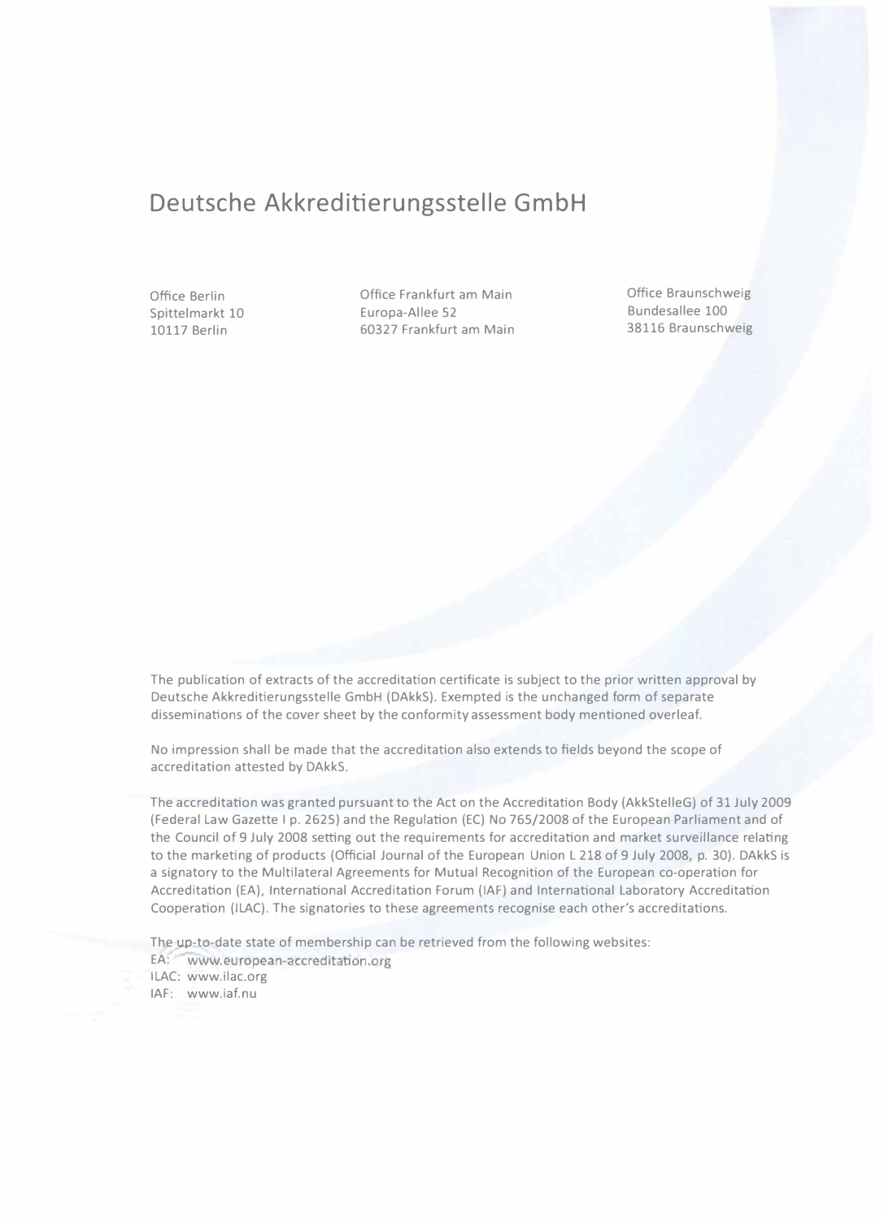# Deutsche Akkreditierungsstelle GmbH

Office Berlin
Spittelmarkt 10
10117 Berlin

Office Frankfurt am Main
Europa-Allee 52
60327 Frankfurt am Main

Office Braunschweig
Bundesallee 100
38116 Braunschweig

The publication of extracts of the accreditation certificate is subject to the prior written approval by Deutsche Akkreditierungsstelle GmbH (DAkkS). Exempted is the unchanged form of separate disseminations of the cover sheet by the conformity assessment body mentioned overleaf.

No impression shall be made that the accreditation also extends to fields beyond the scope of accreditation attested by DAkkS.

The accreditation was granted pursuant to the Act on the Accreditation Body (AkkStelleG) of 31 July 2009 (Federal Law Gazette I p. 2625) and the Regulation (EC) No 765/2008 of the European Parliament and of the Council of 9 July 2008 setting out the requirements for accreditation and market surveillance relating to the marketing of products (Official Journal of the European Union L 218 of 9 July 2008, p. 30). DAkkS is a signatory to the Multilateral Agreements for Mutual Recognition of the European co-operation for Accreditation (EA), International Accreditation Forum (IAF) and International Laboratory Accreditation Cooperation (ILAC). The signatories to these agreements recognise each other's accreditations.

The up-to-date state of membership can be retrieved from the following websites:
EA: www.european-accreditation.org
ILAC: www.ilac.org
IAF: www.iaf.nu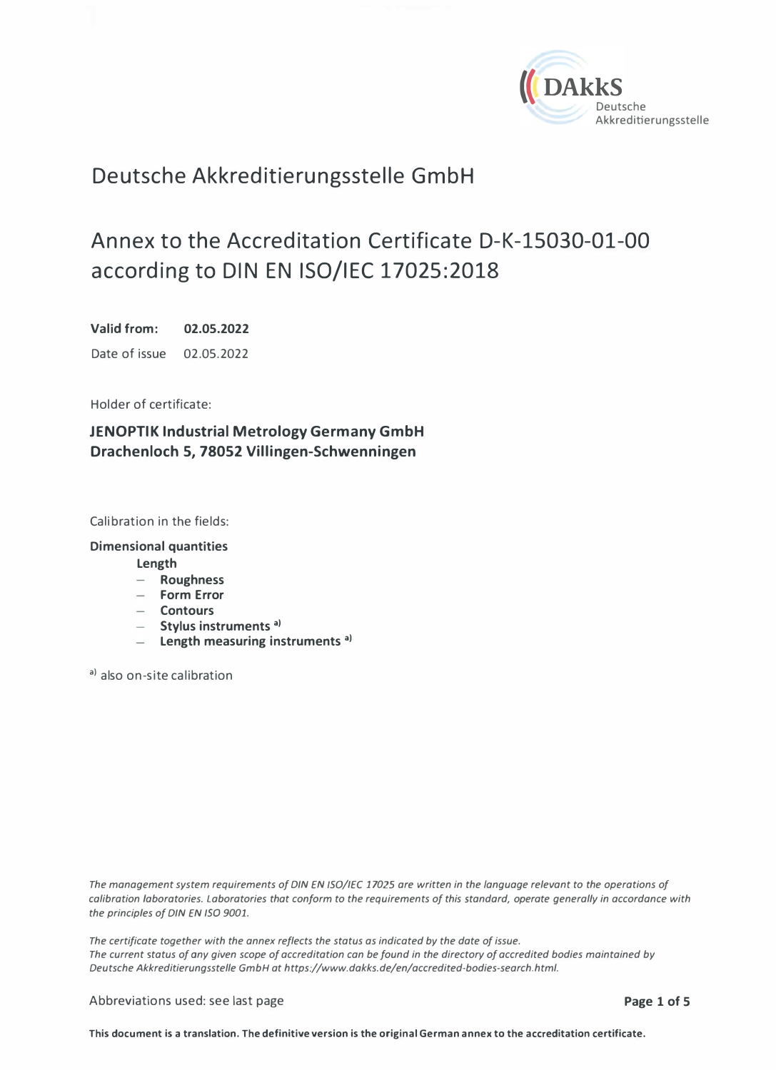DAkkS
Deutsche
Akkreditierungsstelle

# Deutsche Akkreditierungsstelle GmbH

## Annex to the Accreditation Certificate D-K-15030-01-00 according to DIN EN ISO/IEC 17025:2018

**Valid from:** **02.05.2022**

Date of issue 02.05.2022

Holder of certificate:

**JENOPTIK Industrial Metrology Germany GmbH**
**Drachenloch 5, 78052 Villingen-Schwenningen**

Calibration in the fields:

**Dimensional quantities**

**Length**

- **Roughness**
- **Form Error**
- **Contours**
- **Stylus instruments** [a)]
- **Length measuring instruments** [a)]

[a)] also on-site calibration

*The management system requirements of DIN EN ISO/IEC 17025 are written in the language relevant to the operations of calibration laboratories. Laboratories that conform to the requirements of this standard, operate generally in accordance with the principles of DIN EN ISO 9001.*

*The certificate together with the annex reflects the status as indicated by the date of issue.*
*The current status of any given scope of accreditation can be found in the directory of accredited bodies maintained by Deutsche Akkreditierungsstelle GmbH at https://www.dakks.de/en/accredited-bodies-search.html.*

Abbreviations used: see last page

**This document is a translation. The definitive version is the original German annex to the accreditation certificate.**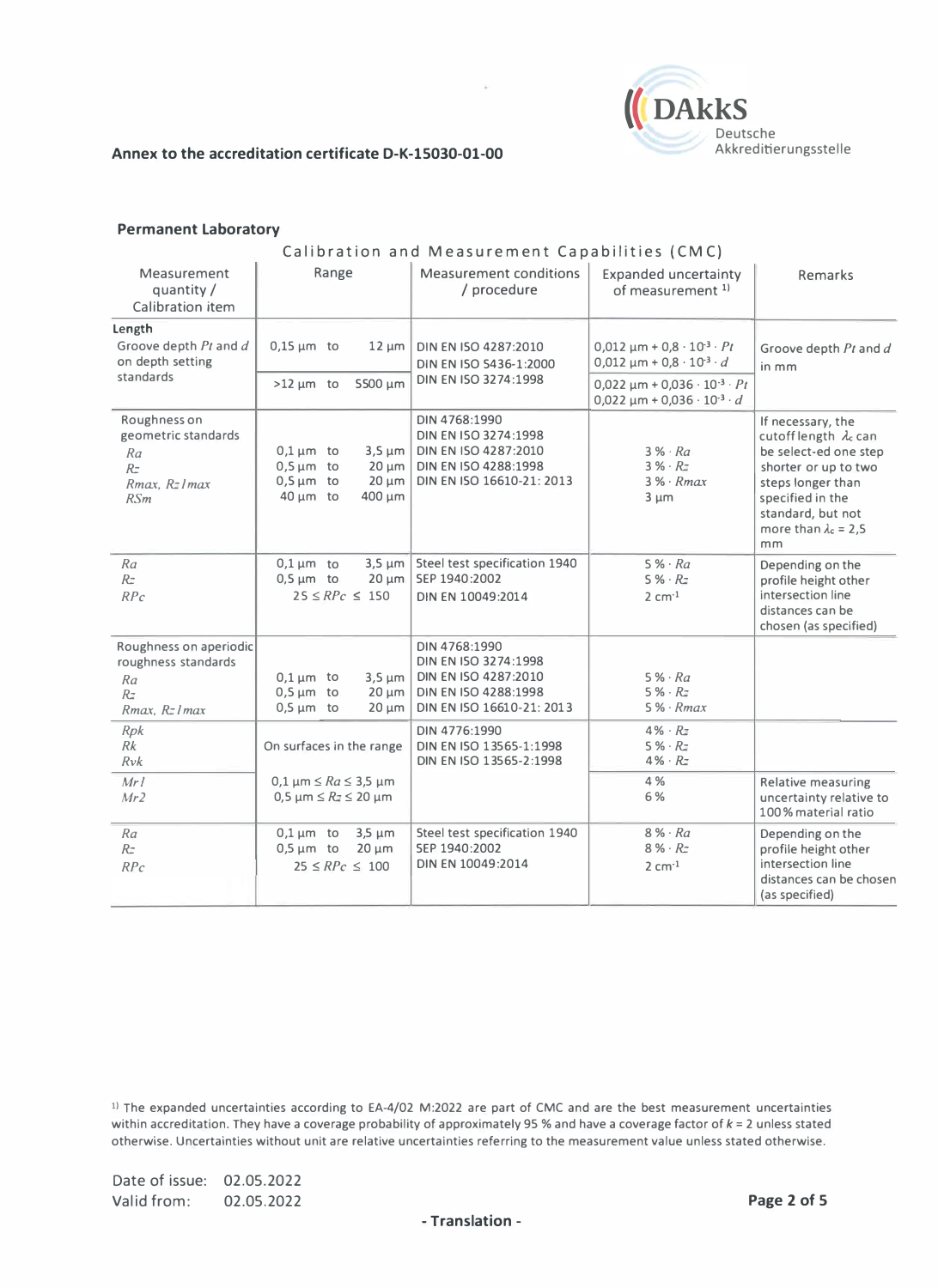**Annex to the accreditation certificate D-K-15030-01-00**

DAkkS Deutsche Akkreditierungsstelle

## Permanent Laboratory

### Calibration and Measurement Capabilities (CMC)

| Measurement quantity / Calibration item | Range | Measurement conditions / procedure | Expanded uncertainty of measurement [1] | Remarks |
|---|---|---|---|---|
| **Length**<br>Groove depth $Pt$ and $d$ on depth setting standards | 0,15 µm to 12 µm | DIN EN ISO 4287:2010<br>DIN EN ISO 5436-1:2000<br>DIN EN ISO 3274:1998 | $0{,}012\ \mu m + 0{,}8 \cdot 10^{-3} \cdot Pt$<br>$0{,}012\ \mu m + 0{,}8 \cdot 10^{-3} \cdot d$ | Groove depth $Pt$ and $d$ in mm |
| | >12 µm to 5500 µm | | $0{,}022\ \mu m + 0{,}036 \cdot 10^{-3} \cdot Pt$<br>$0{,}022\ \mu m + 0{,}036 \cdot 10^{-3} \cdot d$ | |
| Roughness on geometric standards<br>$Ra$<br>$Rz$<br>$Rmax$, $Rz1max$<br>$RSm$ | 0,1 µm to 3,5 µm<br>0,5 µm to 20 µm<br>0,5 µm to 20 µm<br>40 µm to 400 µm | DIN 4768:1990<br>DIN EN ISO 3274:1998<br>DIN EN ISO 4287:2010<br>DIN EN ISO 4288:1998<br>DIN EN ISO 16610-21: 2013 | $3\ \% \cdot Ra$<br>$3\ \% \cdot Rz$<br>$3\ \% \cdot Rmax$<br>3 µm | If necessary, the cutoff length $\lambda_c$ can be select-ed one step shorter or up to two steps longer than specified in the standard, but not more than $\lambda_c$ = 2,5 mm |
| $Ra$<br>$Rz$<br>$RPc$ | 0,1 µm to 3,5 µm<br>0,5 µm to 20 µm<br>$25 \leq RPc \leq 150$ | Steel test specification 1940<br>SEP 1940:2002<br>DIN EN 10049:2014 | $5\ \% \cdot Ra$<br>$5\ \% \cdot Rz$<br>2 $cm^{-1}$ | Depending on the profile height other intersection line distances can be chosen (as specified) |
| Roughness on aperiodic roughness standards<br>$Ra$<br>$Rz$<br>$Rmax$, $Rz1max$ | 0,1 µm to 3,5 µm<br>0,5 µm to 20 µm<br>0,5 µm to 20 µm | DIN 4768:1990<br>DIN EN ISO 3274:1998<br>DIN EN ISO 4287:2010<br>DIN EN ISO 4288:1998<br>DIN EN ISO 16610-21: 2013 | $5\ \% \cdot Ra$<br>$5\ \% \cdot Rz$<br>$5\ \% \cdot Rmax$ | |
| $Rpk$<br>$Rk$<br>$Rvk$ | On surfaces in the range | DIN 4776:1990<br>DIN EN ISO 13565-1:1998<br>DIN EN ISO 13565-2:1998 | $4\% \cdot Rz$<br>$5\ \% \cdot Rz$<br>$4\% \cdot Rz$ | |
| $Mr1$<br>$Mr2$ | $0{,}1\ \mu m \leq Ra \leq 3{,}5\ \mu m$<br>$0{,}5\ \mu m \leq Rz \leq 20\ \mu m$ | | 4 %<br>6 % | Relative measuring uncertainty relative to 100 % material ratio |
| $Ra$<br>$Rz$<br>$RPc$ | 0,1 µm to 3,5 µm<br>0,5 µm to 20 µm<br>$25 \leq RPc \leq 100$ | Steel test specification 1940<br>SEP 1940:2002<br>DIN EN 10049:2014 | $8\ \% \cdot Ra$<br>$8\ \% \cdot Rz$<br>2 $cm^{-1}$ | Depending on the profile height other intersection line distances can be chosen (as specified) |

[1] The expanded uncertainties according to EA-4/02 M:2022 are part of CMC and are the best measurement uncertainties within accreditation. They have a coverage probability of approximately 95 % and have a coverage factor of $k$ = 2 unless stated otherwise. Uncertainties without unit are relative uncertainties referring to the measurement value unless stated otherwise.

Date of issue: 02.05.2022
Valid from: 02.05.2022

**- Translation -**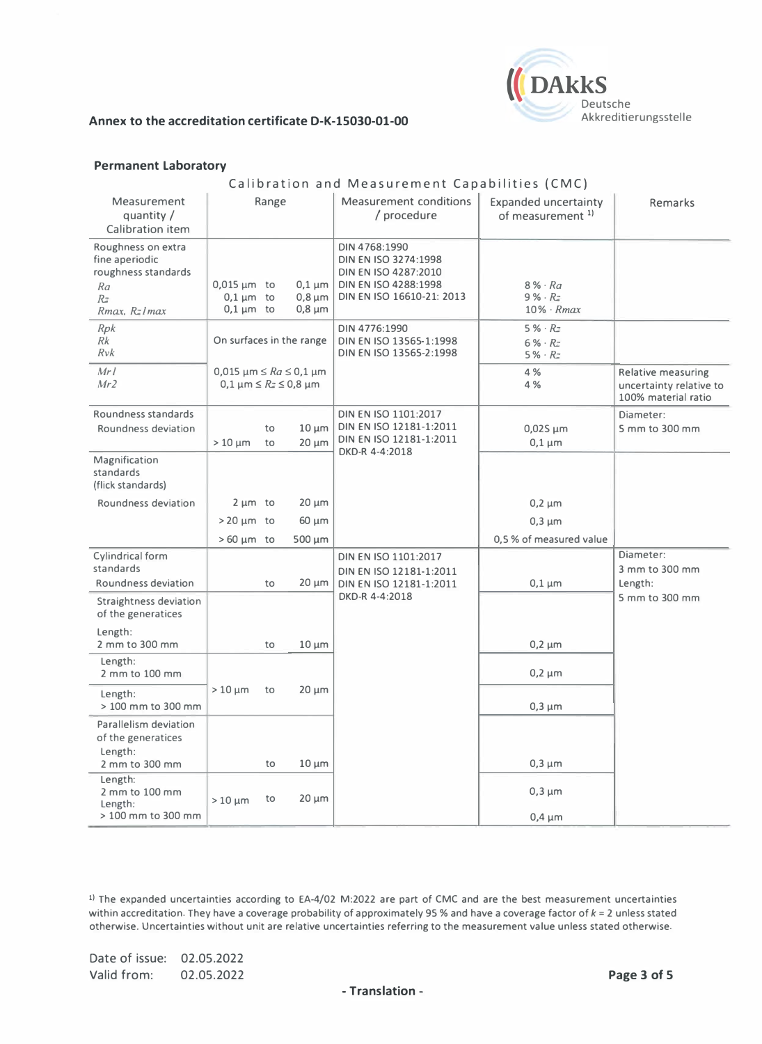**Annex to the accreditation certificate D-K-15030-01-00**

**Permanent Laboratory**

Calibration and Measurement Capabilities (CMC)

| Measurement quantity / Calibration item | Range | Measurement conditions / procedure | Expanded uncertainty of measurement [1] | Remarks |
|---|---|---|---|---|
| Roughness on extra fine aperiodic roughness standards<br>*Ra*<br>*Rz*<br>*Rmax, Rz1max* | <br><br><br>0,015 µm to 0,1 µm<br>0,1 µm to 0,8 µm<br>0,1 µm to 0,8 µm | DIN 4768:1990<br>DIN EN ISO 3274:1998<br>DIN EN ISO 4287:2010<br>DIN EN ISO 4288:1998<br>DIN EN ISO 16610-21: 2013 | <br><br><br>8 % · *Ra*<br>9 % · *Rz*<br>10% · *Rmax* | |
| *Rpk*<br>*Rk*<br>*Rvk* | On surfaces in the range | DIN 4776:1990<br>DIN EN ISO 13565-1:1998<br>DIN EN ISO 13565-2:1998 | 5 % · *Rz*<br>6 % · *Rz*<br>5 % · *Rz* | |
| *Mr1*<br>*Mr2* | 0,015 µm ≤ *Ra* ≤ 0,1 µm<br>0,1 µm ≤ *Rz* ≤ 0,8 µm | | 4 %<br>4 % | Relative measuring uncertainty relative to 100% material ratio |
| Roundness standards<br>Roundness deviation | <br>to 10 µm<br>> 10 µm to 20 µm | DIN EN ISO 1101:2017<br>DIN EN ISO 12181-1:2011<br>DIN EN ISO 12181-1:2011<br>DKD-R 4-4:2018 | <br>0,025 µm<br>0,1 µm | Diameter:<br>5 mm to 300 mm |
| Magnification standards (flick standards)<br>Roundness deviation | 2 µm to 20 µm<br>> 20 µm to 60 µm<br>> 60 µm to 500 µm | | 0,2 µm<br>0,3 µm<br>0,5 % of measured value | |
| Cylindrical form standards<br>Roundness deviation | to 20 µm | DIN EN ISO 1101:2017<br>DIN EN ISO 12181-1:2011<br>DIN EN ISO 12181-1:2011<br>DKD-R 4-4:2018 | 0,1 µm | Diameter:<br>3 mm to 300 mm<br>Length:<br>5 mm to 300 mm |
| Straightness deviation of the generatrices<br>Length:<br>2 mm to 300 mm | to 10 µm | | 0,2 µm | |
| Length:<br>2 mm to 100 mm | > 10 µm to 20 µm | | 0,2 µm | |
| Length:<br>> 100 mm to 300 mm | | | 0,3 µm | |
| Parallelism deviation of the generatrices<br>Length:<br>2 mm to 300 mm | to 10 µm | | 0,3 µm | |
| Length:<br>2 mm to 100 mm<br>Length:<br>> 100 mm to 300 mm | > 10 µm to 20 µm | | 0,3 µm<br><br>0,4 µm | |

[1] The expanded uncertainties according to EA-4/02 M:2022 are part of CMC and are the best measurement uncertainties within accreditation. They have a coverage probability of approximately 95 % and have a coverage factor of $k = 2$ unless stated otherwise. Uncertainties without unit are relative uncertainties referring to the measurement value unless stated otherwise.

Date of issue: 02.05.2022
Valid from: 02.05.2022

**- Translation -**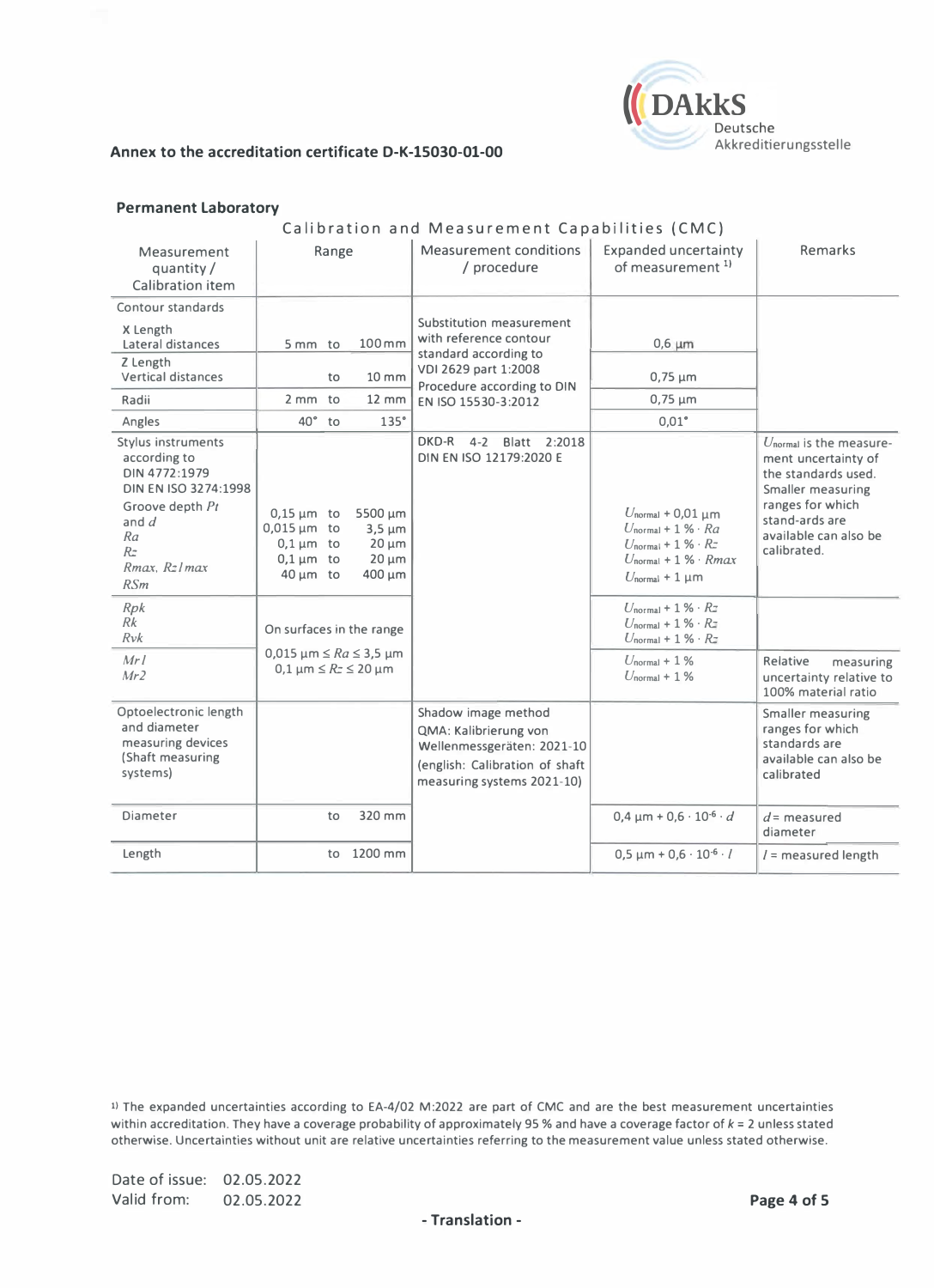**Annex to the accreditation certificate D-K-15030-01-00**

**Permanent Laboratory**

Calibration and Measurement Capabilities (CMC)

| Measurement quantity / Calibration item | Range | Measurement conditions / procedure | Expanded uncertainty of measurement [1] | Remarks |
|---|---|---|---|---|
| Contour standards | | Substitution measurement with reference contour standard according to VDI 2629 part 1:2008 Procedure according to DIN EN ISO 15530-3:2012 | | |
| X Length Lateral distances | 5 mm to 100 mm | | 0,6 µm | |
| Z Length Vertical distances | to 10 mm | | 0,75 µm | |
| Radii | 2 mm to 12 mm | | 0,75 µm | |
| Angles | 40° to 135° | | 0,01° | |
| Stylus instruments according to DIN 4772:1979 DIN EN ISO 3274:1998 | | DKD-R 4-2 Blatt 2:2018 DIN EN ISO 12179:2020 E | | $U_{normal}$ is the measurement uncertainty of the standards used. Smaller measuring ranges for which stand-ards are available can also be calibrated. |
| Groove depth $Pt$ and $d$ | 0,15 µm to 5500 µm | | $U_{normal}$ + 0,01 µm | |
| $Ra$ | 0,015 µm to 3,5 µm | | $U_{normal}$ + 1 % · $Ra$ | |
| $Rz$ | 0,1 µm to 20 µm | | $U_{normal}$ + 1 % · $Rz$ | |
| $Rmax$, $Rz1max$ | 0,1 µm to 20 µm | | $U_{normal}$ + 1 % · $Rmax$ | |
| $RSm$ | 40 µm to 400 µm | | $U_{normal}$ + 1 µm | |
| $Rpk$ $Rk$ $Rvk$ | On surfaces in the range $0{,}015\ µm \le Ra \le 3{,}5\ µm$ $0{,}1\ µm \le Rz \le 20\ µm$ | | $U_{normal}$ + 1 % · $Rz$ $U_{normal}$ + 1 % · $Rz$ $U_{normal}$ + 1 % · $Rz$ | |
| $Mr1$ $Mr2$ | | | $U_{normal}$ + 1 % $U_{normal}$ + 1 % | Relative measuring uncertainty relative to 100% material ratio |
| Optoelectronic length and diameter measuring devices (Shaft measuring systems) | | Shadow image method QMA: Kalibrierung von Wellenmessgeräten: 2021-10 (english: Calibration of shaft measuring systems 2021-10) | | Smaller measuring ranges for which standards are available can also be calibrated |
| Diameter | to 320 mm | | $0{,}4\ µm + 0{,}6 \cdot 10^{-6} \cdot d$ | $d$ = measured diameter |
| Length | to 1200 mm | | $0{,}5\ µm + 0{,}6 \cdot 10^{-6} \cdot l$ | $l$ = measured length |

[1] The expanded uncertainties according to EA-4/02 M:2022 are part of CMC and are the best measurement uncertainties within accreditation. They have a coverage probability of approximately 95 % and have a coverage factor of $k = 2$ unless stated otherwise. Uncertainties without unit are relative uncertainties referring to the measurement value unless stated otherwise.

Date of issue: 02.05.2022
Valid from: 02.05.2022

- Translation -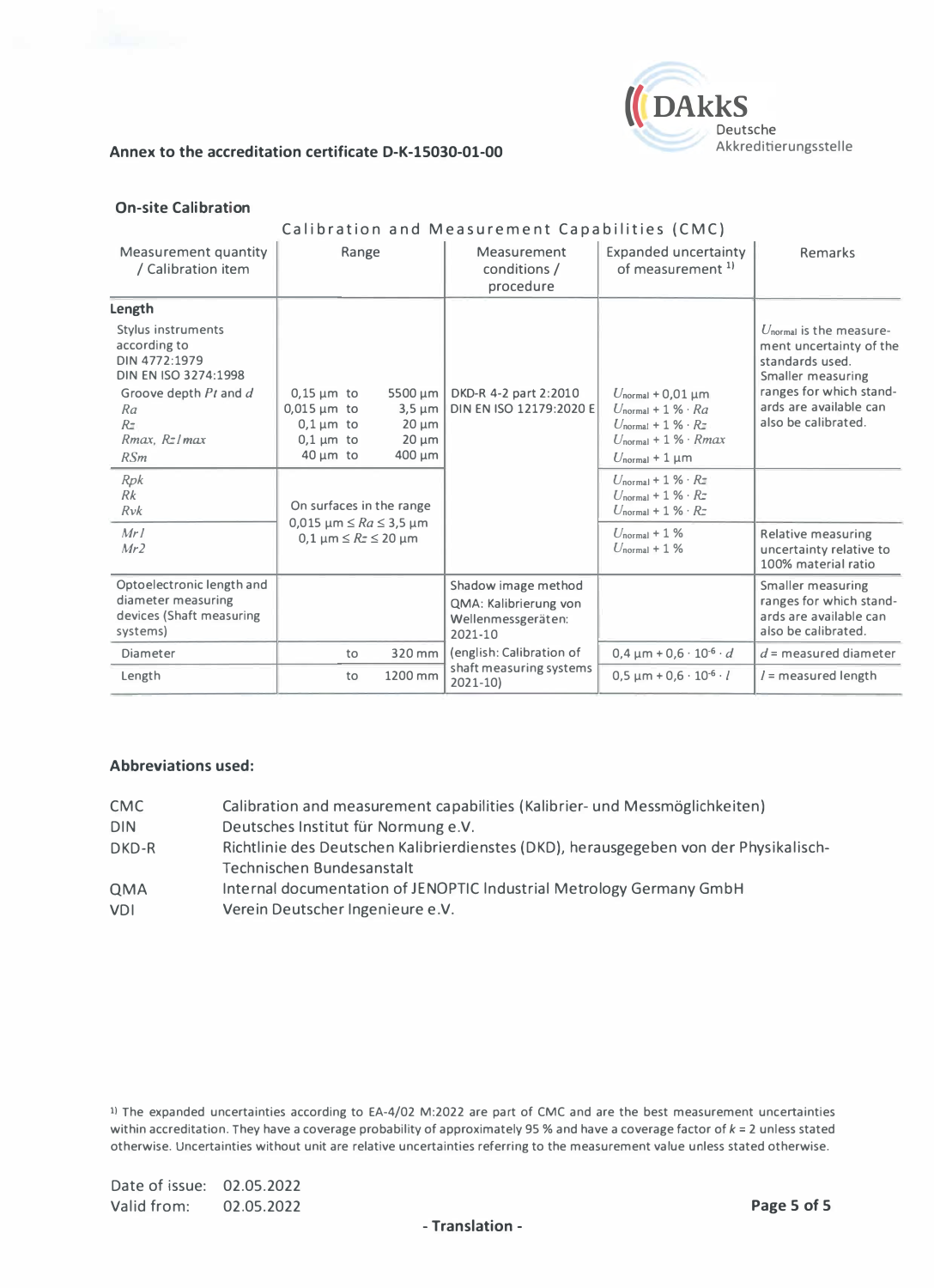**Annex to the accreditation certificate D-K-15030-01-00**

DAkkS Deutsche Akkreditierungsstelle

## On-site Calibration

### Calibration and Measurement Capabilities (CMC)

| Measurement quantity / Calibration item | Range | Measurement conditions / procedure | Expanded uncertainty of measurement [1] | Remarks |
|---|---|---|---|---|
| **Length** | | | | |
| Stylus instruments according to DIN 4772:1979 DIN EN ISO 3274:1998 | | | | $U_{normal}$ is the measurement uncertainty of the standards used. Smaller measuring ranges for which standards are available can also be calibrated. |
| Groove depth $Pt$ and $d$ | 0,15 µm to 5500 µm | DKD-R 4-2 part 2:2010 DIN EN ISO 12179:2020 E | $U_{normal}$ + 0,01 µm | |
| $Ra$ | 0,015 µm to 3,5 µm | | $U_{normal}$ + 1 % · $Ra$ | |
| $Rz$ | 0,1 µm to 20 µm | | $U_{normal}$ + 1 % · $Rz$ | |
| $Rmax$, $Rz1max$ | 0,1 µm to 20 µm | | $U_{normal}$ + 1 % · $Rmax$ | |
| $RSm$ | 40 µm to 400 µm | | $U_{normal}$ + 1 µm | |
| $Rpk$ $Rk$ $Rvk$ | On surfaces in the range 0,015 µm ≤ $Ra$ ≤ 3,5 µm 0,1 µm ≤ $Rz$ ≤ 20 µm | | $U_{normal}$ + 1 % · $Rz$ $U_{normal}$ + 1 % · $Rz$ $U_{normal}$ + 1 % · $Rz$ | |
| $Mr1$ $Mr2$ | | | $U_{normal}$ + 1 % $U_{normal}$ + 1 % | Relative measuring uncertainty relative to 100% material ratio |
| Optoelectronic length and diameter measuring devices (Shaft measuring systems) | | Shadow image method QMA: Kalibrierung von Wellenmessgeräten: 2021-10 (english: Calibration of shaft measuring systems 2021-10) | | Smaller measuring ranges for which standards are available can also be calibrated. |
| Diameter | to 320 mm | | 0,4 µm + 0,6 · $10^{-6}$ · $d$ | $d$ = measured diameter |
| Length | to 1200 mm | | 0,5 µm + 0,6 · $10^{-6}$ · $l$ | $l$ = measured length |

**Abbreviations used:**

| | |
|---|---|
| CMC | Calibration and measurement capabilities (Kalibrier- und Messmöglichkeiten) |
| DIN | Deutsches Institut für Normung e.V. |
| DKD-R | Richtlinie des Deutschen Kalibrierdienstes (DKD), herausgegeben von der Physikalisch-Technischen Bundesanstalt |
| QMA | Internal documentation of JENOPTIC Industrial Metrology Germany GmbH |
| VDI | Verein Deutscher Ingenieure e.V. |

[1] The expanded uncertainties according to EA-4/02 M:2022 are part of CMC and are the best measurement uncertainties within accreditation. They have a coverage probability of approximately 95 % and have a coverage factor of $k$ = 2 unless stated otherwise. Uncertainties without unit are relative uncertainties referring to the measurement value unless stated otherwise.

Date of issue: 02.05.2022
Valid from: 02.05.2022

- Translation -